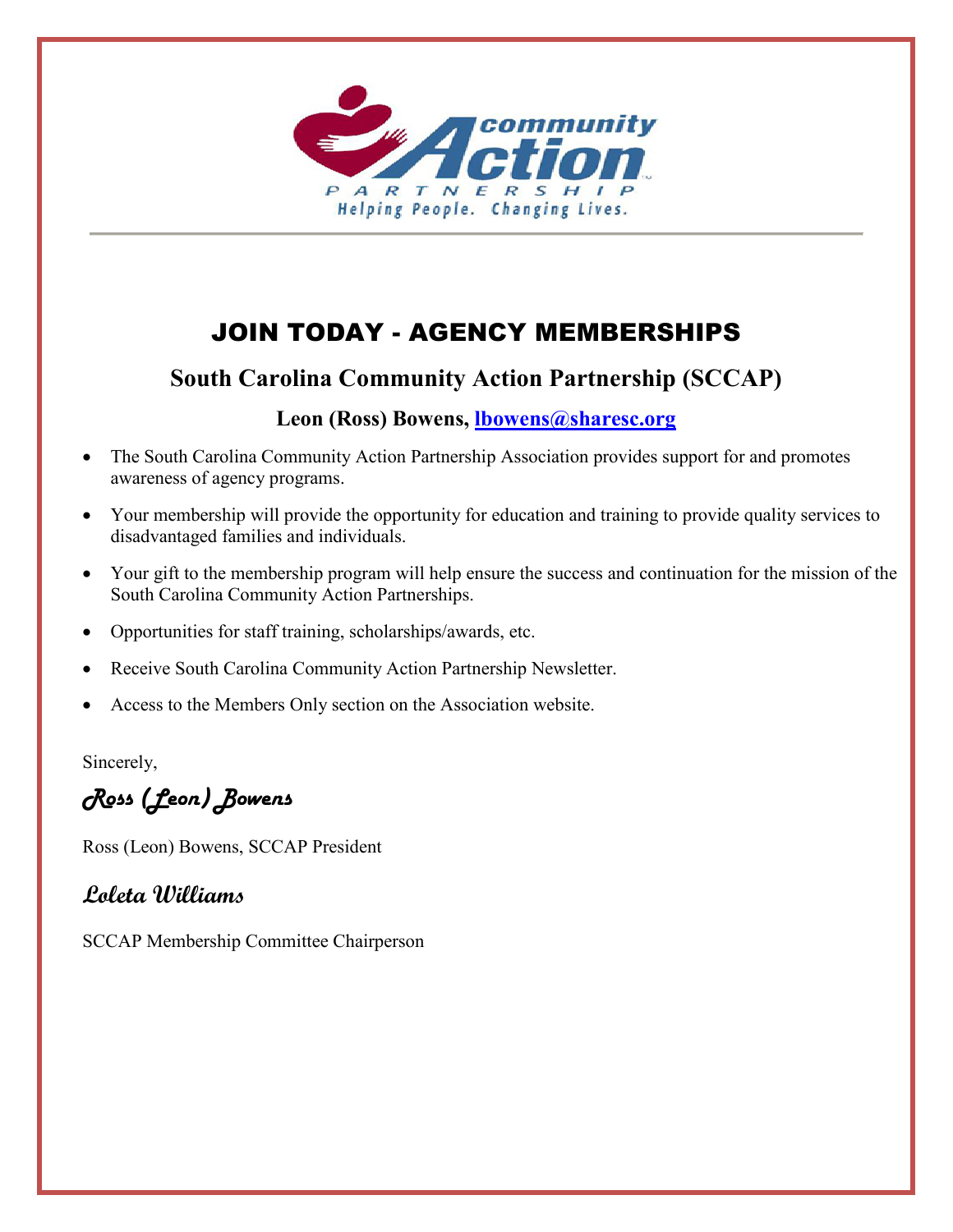# JOIN TODAY - AGENCY MEMBERSHIPS

## South Carolina Community Action Partnership (SCCAP)

**Leon (Ross) Bowens, [lbowens@sharesc.org](mailto:lbowens@sharesc.org)**

- The South Carolina Community Action Partnership Association provides support for and promotes awareness of agency programs.
- Your membership will provide the opportunity for education and training to provide quality services to disadvantaged families and individuals.
- Your gift to the membership program will help ensure the success and continuation for the mission of the South Carolina Community Action Partnerships.
- Opportunities for staff training, scholarships/awards, etc.
- Receive South Carolina Community Action Partnership Newsletter.
- Access to the Members Only section on the Association website.

Sincerely,

*Ross (Leon) Bowens*

Ross (Leon) Bowens, SCCAP President

*Loleta Williams*

SCCAP Membership Committee Chairperson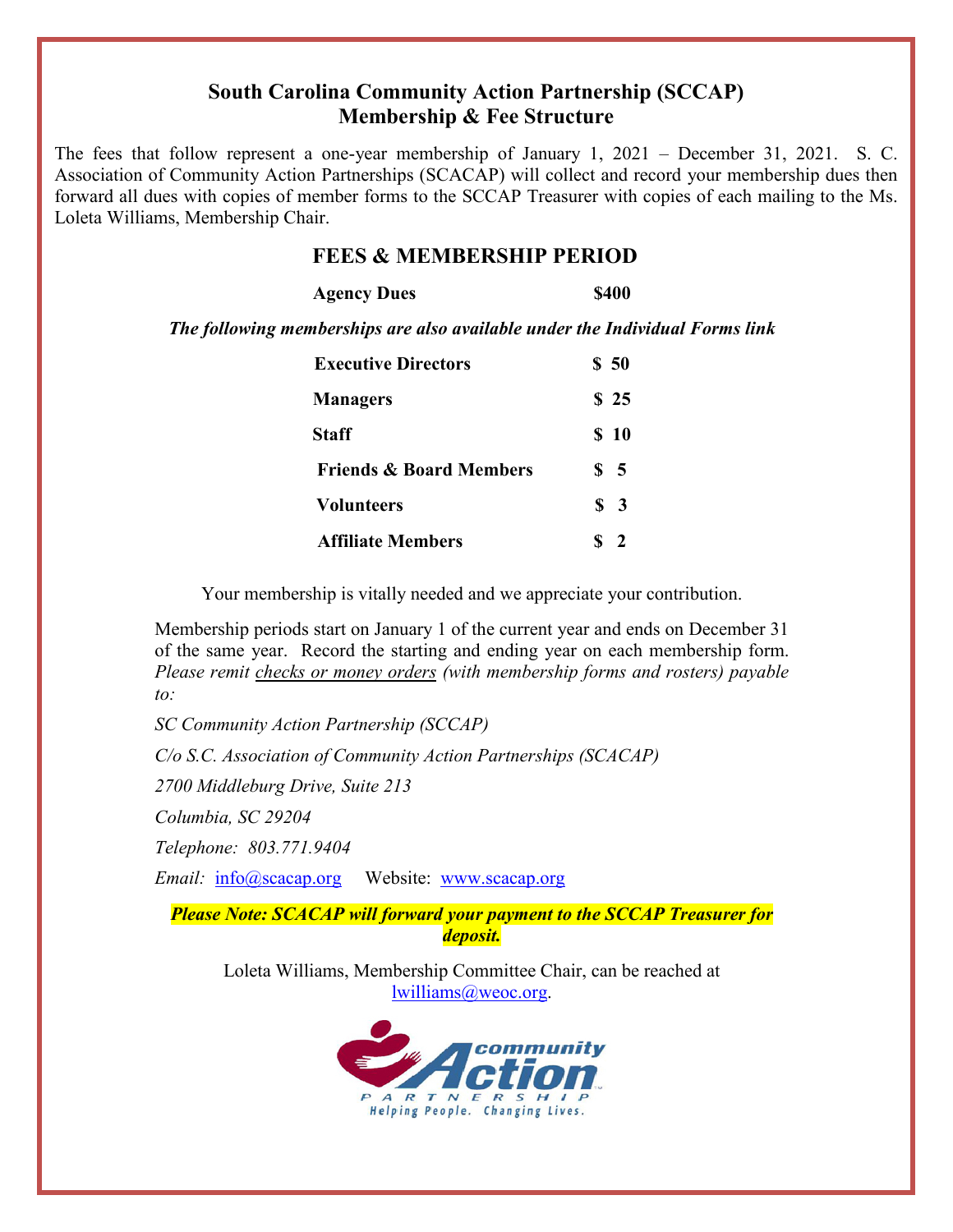## South Carolina Community Action Partnership (SCCAP)
## Membership & Fee Structure

The fees that follow represent a one-year membership of January 1, 2021 – December 31, 2021. S. C. Association of Community Action Partnerships (SCACAP) will collect and record your membership dues then forward all dues with copies of member forms to the SCCAP Treasurer with copies of each mailing to the Ms. Loleta Williams, Membership Chair.

### FEES & MEMBERSHIP PERIOD

| | |
|---|---|
| **Agency Dues** | **$400** |

***The following memberships are also available under the Individual Forms link***

| | |
|---|---|
| **Executive Directors** | **$ 50** |
| **Managers** | **$ 25** |
| **Staff** | **$ 10** |
| **Friends & Board Members** | **$ 5** |
| **Volunteers** | **$ 3** |
| **Affiliate Members** | **$ 2** |

Your membership is vitally needed and we appreciate your contribution.

Membership periods start on January 1 of the current year and ends on December 31 of the same year. Record the starting and ending year on each membership form. *Please remit checks or money orders (with membership forms and rosters) payable to:*

*SC Community Action Partnership (SCCAP)*

*C/o S.C. Association of Community Action Partnerships (SCACAP)*

*2700 Middleburg Drive, Suite 213*

*Columbia, SC 29204*

*Telephone: 803.771.9404*

*Email:* info@scacap.org Website: www.scacap.org

***Please Note: SCACAP will forward your payment to the SCCAP Treasurer for deposit.***

Loleta Williams, Membership Committee Chair, can be reached at lwilliams@weoc.org.

community Action PARTNERSHIP

Helping People. Changing Lives.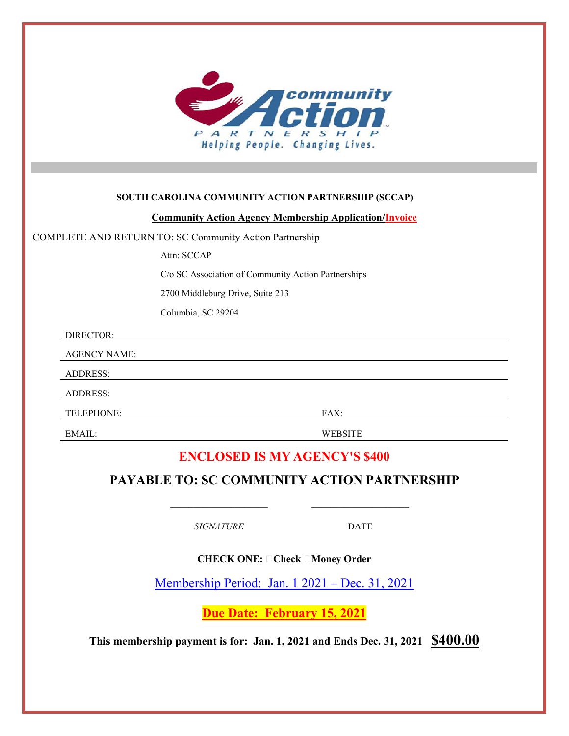**SOUTH CAROLINA COMMUNITY ACTION PARTNERSHIP (SCCAP)**

**Community Action Agency Membership Application/Invoice**

COMPLETE AND RETURN TO: SC Community Action Partnership

Attn: SCCAP

C/o SC Association of Community Action Partnerships

2700 Middleburg Drive, Suite 213

Columbia, SC 29204

DIRECTOR: ____________________

AGENCY NAME: ____________________

ADDRESS: ____________________

ADDRESS: ____________________

TELEPHONE: ____________________ FAX: ____________________

EMAIL: ____________________ WEBSITE ____________________

## ENCLOSED IS MY AGENCY'S $400

## PAYABLE TO: SC COMMUNITY ACTION PARTNERSHIP

____________________ ____________________

*SIGNATURE* DATE

**CHECK ONE: ☐Check ☐Money Order**

Membership Period: Jan. 1 2021 – Dec. 31, 2021

**Due Date: February 15, 2021**

**This membership payment is for: Jan. 1, 2021 and Ends Dec. 31, 2021 $400.00**